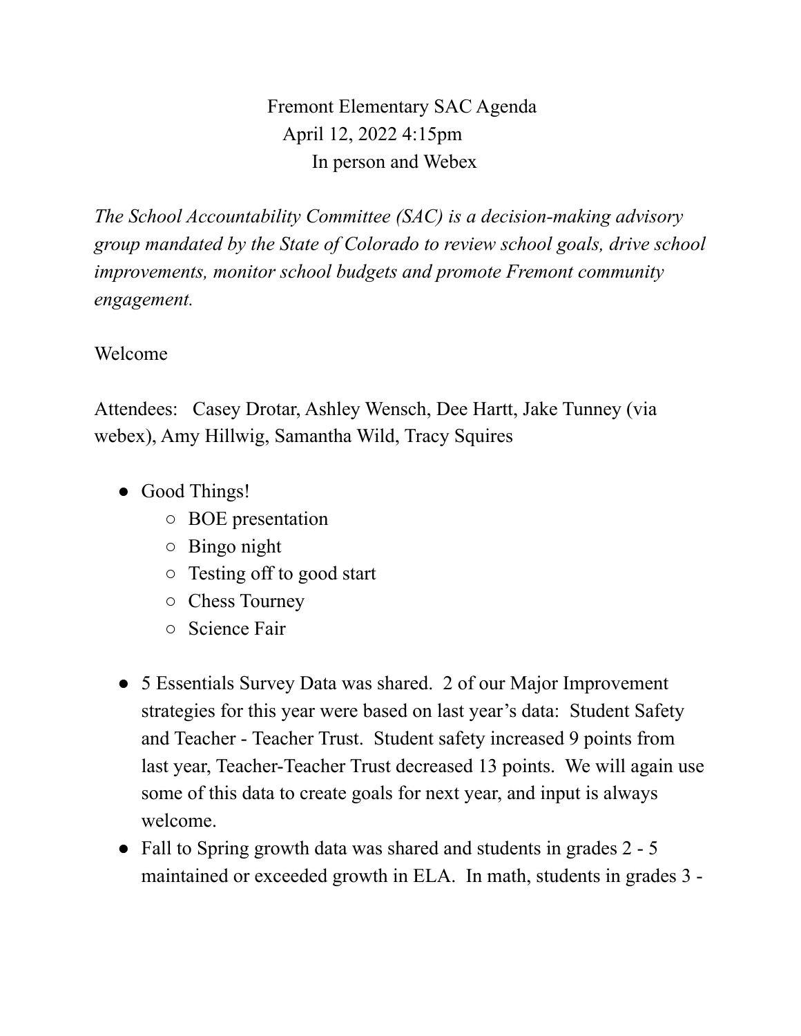# Fremont Elementary SAC Agenda

April 12, 2022 4:15pm

In person and Webex

*The School Accountability Committee (SAC) is a decision-making advisory group mandated by the State of Colorado to review school goals, drive school improvements, monitor school budgets and promote Fremont community engagement.*

Welcome

Attendees: Casey Drotar, Ashley Wensch, Dee Hartt, Jake Tunney (via webex), Amy Hillwig, Samantha Wild, Tracy Squires

- Good Things!
  - BOE presentation
  - Bingo night
  - Testing off to good start
  - Chess Tourney
  - Science Fair

- 5 Essentials Survey Data was shared. 2 of our Major Improvement strategies for this year were based on last year's data: Student Safety and Teacher - Teacher Trust. Student safety increased 9 points from last year, Teacher-Teacher Trust decreased 13 points. We will again use some of this data to create goals for next year, and input is always welcome.
- Fall to Spring growth data was shared and students in grades 2 - 5 maintained or exceeded growth in ELA. In math, students in grades 3 -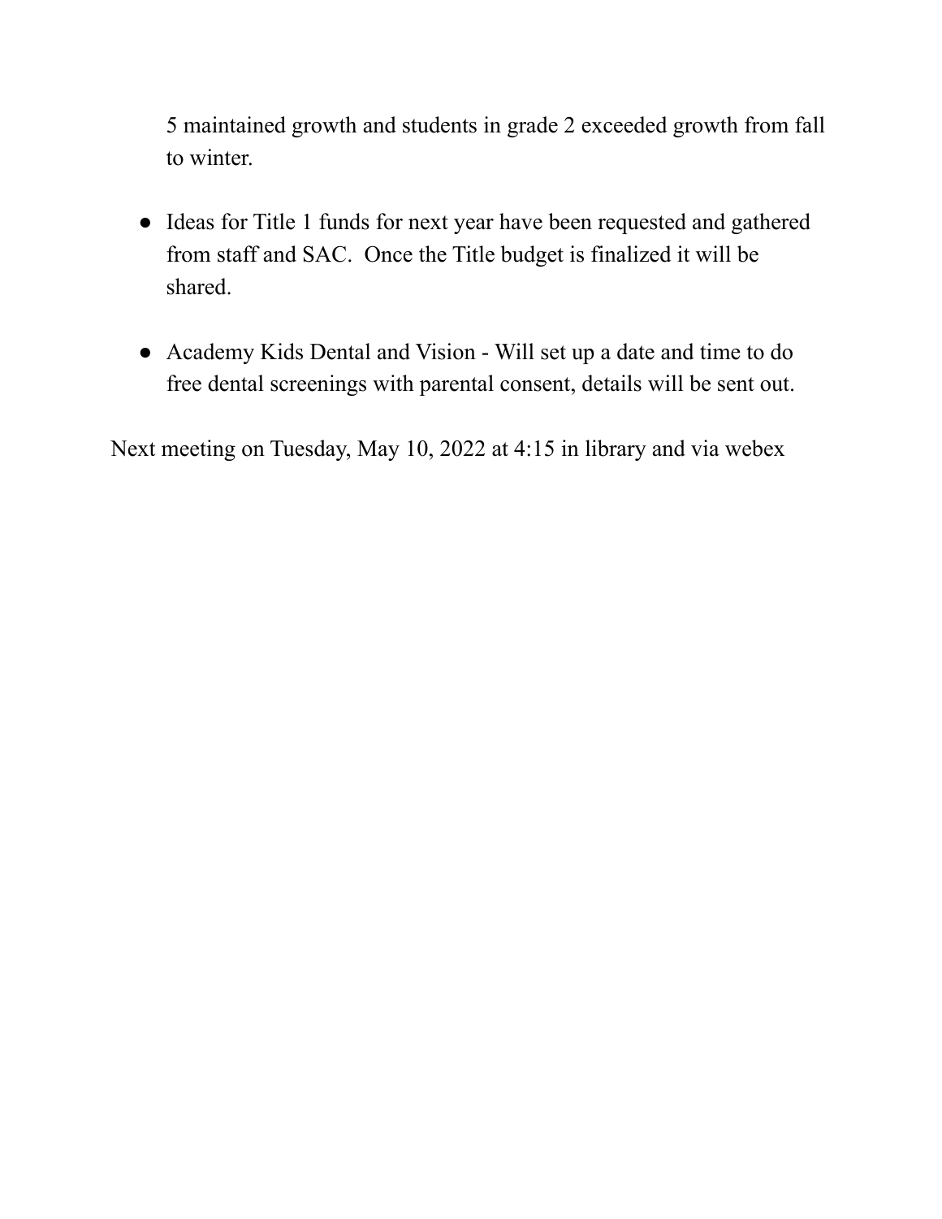5 maintained growth and students in grade 2 exceeded growth from fall to winter.

- Ideas for Title 1 funds for next year have been requested and gathered from staff and SAC. Once the Title budget is finalized it will be shared.

- Academy Kids Dental and Vision - Will set up a date and time to do free dental screenings with parental consent, details will be sent out.

Next meeting on Tuesday, May 10, 2022 at 4:15 in library and via webex